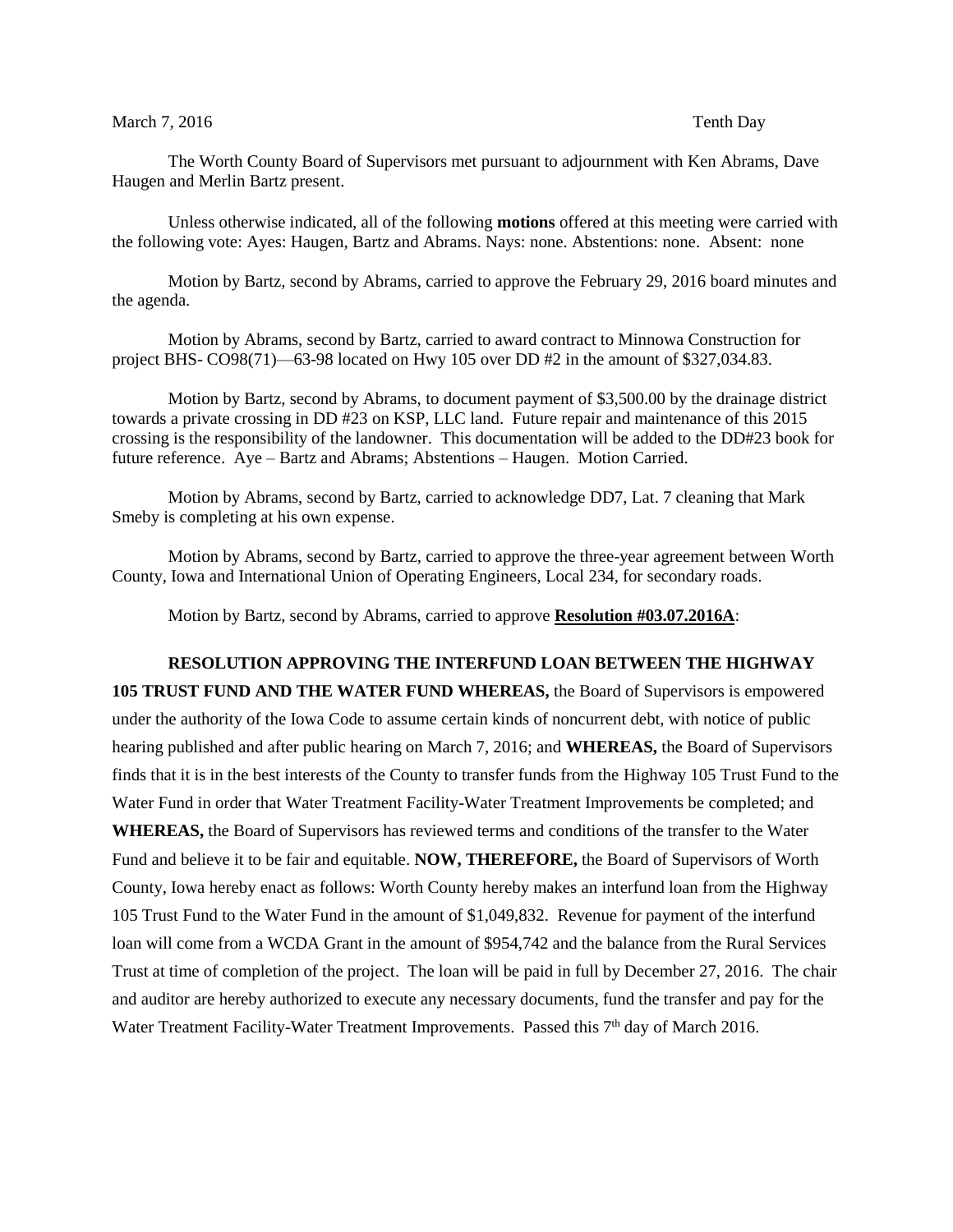March 7, 2016 Tenth Day

The Worth County Board of Supervisors met pursuant to adjournment with Ken Abrams, Dave Haugen and Merlin Bartz present.

Unless otherwise indicated, all of the following **motions** offered at this meeting were carried with the following vote: Ayes: Haugen, Bartz and Abrams. Nays: none. Abstentions: none. Absent: none

Motion by Bartz, second by Abrams, carried to approve the February 29, 2016 board minutes and the agenda.

Motion by Abrams, second by Bartz, carried to award contract to Minnowa Construction for project BHS- CO98(71)—63-98 located on Hwy 105 over DD #2 in the amount of $327,034.83.

Motion by Bartz, second by Abrams, to document payment of $3,500.00 by the drainage district towards a private crossing in DD #23 on KSP, LLC land. Future repair and maintenance of this 2015 crossing is the responsibility of the landowner. This documentation will be added to the DD#23 book for future reference. Aye – Bartz and Abrams; Abstentions – Haugen. Motion Carried.

Motion by Abrams, second by Bartz, carried to acknowledge DD7, Lat. 7 cleaning that Mark Smeby is completing at his own expense.

Motion by Abrams, second by Bartz, carried to approve the three-year agreement between Worth County, Iowa and International Union of Operating Engineers, Local 234, for secondary roads.

Motion by Bartz, second by Abrams, carried to approve **Resolution #03.07.2016A**:

**RESOLUTION APPROVING THE INTERFUND LOAN BETWEEN THE HIGHWAY 105 TRUST FUND AND THE WATER FUND WHEREAS,** the Board of Supervisors is empowered under the authority of the Iowa Code to assume certain kinds of noncurrent debt, with notice of public hearing published and after public hearing on March 7, 2016; and **WHEREAS,** the Board of Supervisors finds that it is in the best interests of the County to transfer funds from the Highway 105 Trust Fund to the Water Fund in order that Water Treatment Facility-Water Treatment Improvements be completed; and **WHEREAS,** the Board of Supervisors has reviewed terms and conditions of the transfer to the Water Fund and believe it to be fair and equitable. **NOW, THEREFORE,** the Board of Supervisors of Worth County, Iowa hereby enact as follows: Worth County hereby makes an interfund loan from the Highway 105 Trust Fund to the Water Fund in the amount of $1,049,832. Revenue for payment of the interfund loan will come from a WCDA Grant in the amount of $954,742 and the balance from the Rural Services Trust at time of completion of the project. The loan will be paid in full by December 27, 2016. The chair and auditor are hereby authorized to execute any necessary documents, fund the transfer and pay for the Water Treatment Facility-Water Treatment Improvements. Passed this 7th day of March 2016.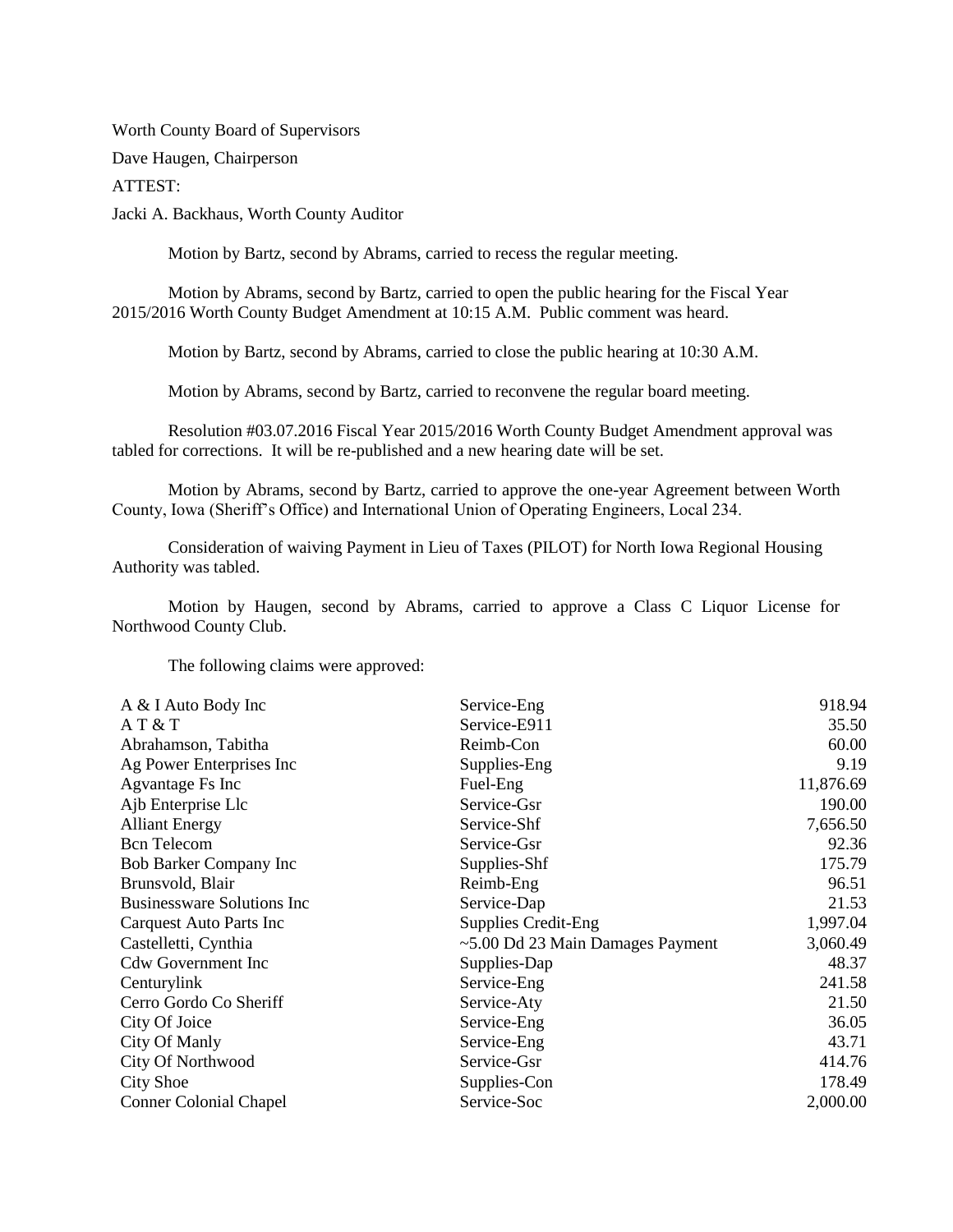Worth County Board of Supervisors

Dave Haugen, Chairperson

ATTEST:

Jacki A. Backhaus, Worth County Auditor

Motion by Bartz, second by Abrams, carried to recess the regular meeting.

Motion by Abrams, second by Bartz, carried to open the public hearing for the Fiscal Year 2015/2016 Worth County Budget Amendment at 10:15 A.M. Public comment was heard.

Motion by Bartz, second by Abrams, carried to close the public hearing at 10:30 A.M.

Motion by Abrams, second by Bartz, carried to reconvene the regular board meeting.

Resolution #03.07.2016 Fiscal Year 2015/2016 Worth County Budget Amendment approval was tabled for corrections. It will be re-published and a new hearing date will be set.

Motion by Abrams, second by Bartz, carried to approve the one-year Agreement between Worth County, Iowa (Sheriff's Office) and International Union of Operating Engineers, Local 234.

Consideration of waiving Payment in Lieu of Taxes (PILOT) for North Iowa Regional Housing Authority was tabled.

Motion by Haugen, second by Abrams, carried to approve a Class C Liquor License for Northwood County Club.

The following claims were approved:

| | | |
|---|---|---|
| A & I Auto Body Inc | Service-Eng | 918.94 |
| A T & T | Service-E911 | 35.50 |
| Abrahamson, Tabitha | Reimb-Con | 60.00 |
| Ag Power Enterprises Inc | Supplies-Eng | 9.19 |
| Agvantage Fs Inc | Fuel-Eng | 11,876.69 |
| Ajb Enterprise Llc | Service-Gsr | 190.00 |
| Alliant Energy | Service-Shf | 7,656.50 |
| Bcn Telecom | Service-Gsr | 92.36 |
| Bob Barker Company Inc | Supplies-Shf | 175.79 |
| Brunsvold, Blair | Reimb-Eng | 96.51 |
| Businessware Solutions Inc | Service-Dap | 21.53 |
| Carquest Auto Parts Inc | Supplies Credit-Eng | 1,997.04 |
| Castelletti, Cynthia | ~5.00 Dd 23 Main Damages Payment | 3,060.49 |
| Cdw Government Inc | Supplies-Dap | 48.37 |
| Centurylink | Service-Eng | 241.58 |
| Cerro Gordo Co Sheriff | Service-Aty | 21.50 |
| City Of Joice | Service-Eng | 36.05 |
| City Of Manly | Service-Eng | 43.71 |
| City Of Northwood | Service-Gsr | 414.76 |
| City Shoe | Supplies-Con | 178.49 |
| Conner Colonial Chapel | Service-Soc | 2,000.00 |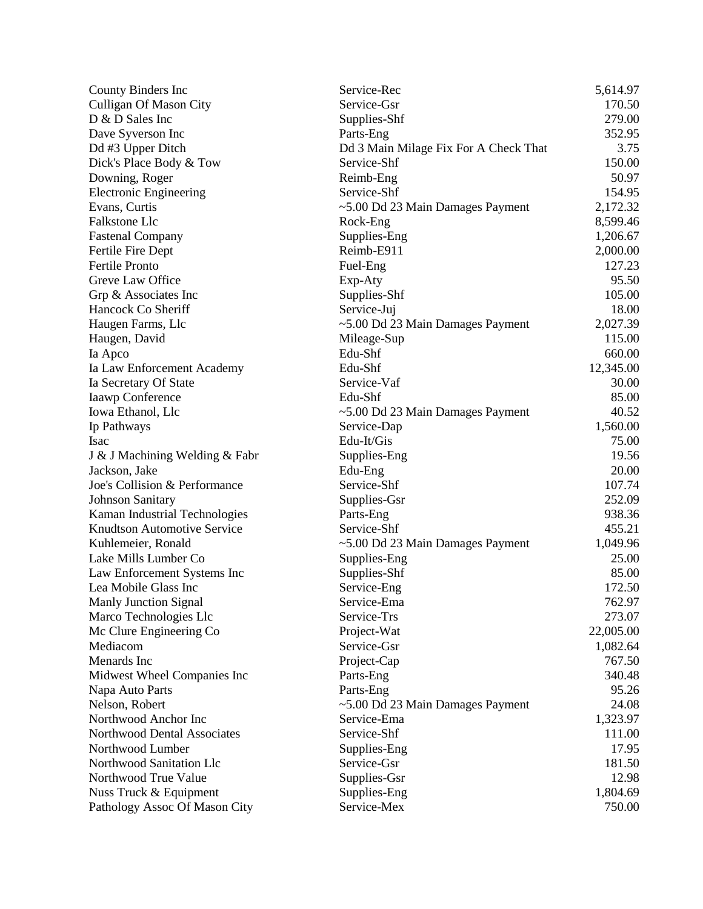| | | |
|---|---|---|
| County Binders Inc | Service-Rec | 5,614.97 |
| Culligan Of Mason City | Service-Gsr | 170.50 |
| D & D Sales Inc | Supplies-Shf | 279.00 |
| Dave Syverson Inc | Parts-Eng | 352.95 |
| Dd #3 Upper Ditch | Dd 3 Main Milage Fix For A Check That | 3.75 |
| Dick's Place Body & Tow | Service-Shf | 150.00 |
| Downing, Roger | Reimb-Eng | 50.97 |
| Electronic Engineering | Service-Shf | 154.95 |
| Evans, Curtis | ~5.00 Dd 23 Main Damages Payment | 2,172.32 |
| Falkstone Llc | Rock-Eng | 8,599.46 |
| Fastenal Company | Supplies-Eng | 1,206.67 |
| Fertile Fire Dept | Reimb-E911 | 2,000.00 |
| Fertile Pronto | Fuel-Eng | 127.23 |
| Greve Law Office | Exp-Aty | 95.50 |
| Grp & Associates Inc | Supplies-Shf | 105.00 |
| Hancock Co Sheriff | Service-Juj | 18.00 |
| Haugen Farms, Llc | ~5.00 Dd 23 Main Damages Payment | 2,027.39 |
| Haugen, David | Mileage-Sup | 115.00 |
| Ia Apco | Edu-Shf | 660.00 |
| Ia Law Enforcement Academy | Edu-Shf | 12,345.00 |
| Ia Secretary Of State | Service-Vaf | 30.00 |
| Iaawp Conference | Edu-Shf | 85.00 |
| Iowa Ethanol, Llc | ~5.00 Dd 23 Main Damages Payment | 40.52 |
| Ip Pathways | Service-Dap | 1,560.00 |
| Isac | Edu-It/Gis | 75.00 |
| J & J Machining Welding & Fabr | Supplies-Eng | 19.56 |
| Jackson, Jake | Edu-Eng | 20.00 |
| Joe's Collision & Performance | Service-Shf | 107.74 |
| Johnson Sanitary | Supplies-Gsr | 252.09 |
| Kaman Industrial Technologies | Parts-Eng | 938.36 |
| Knudtson Automotive Service | Service-Shf | 455.21 |
| Kuhlemeier, Ronald | ~5.00 Dd 23 Main Damages Payment | 1,049.96 |
| Lake Mills Lumber Co | Supplies-Eng | 25.00 |
| Law Enforcement Systems Inc | Supplies-Shf | 85.00 |
| Lea Mobile Glass Inc | Service-Eng | 172.50 |
| Manly Junction Signal | Service-Ema | 762.97 |
| Marco Technologies Llc | Service-Trs | 273.07 |
| Mc Clure Engineering Co | Project-Wat | 22,005.00 |
| Mediacom | Service-Gsr | 1,082.64 |
| Menards Inc | Project-Cap | 767.50 |
| Midwest Wheel Companies Inc | Parts-Eng | 340.48 |
| Napa Auto Parts | Parts-Eng | 95.26 |
| Nelson, Robert | ~5.00 Dd 23 Main Damages Payment | 24.08 |
| Northwood Anchor Inc | Service-Ema | 1,323.97 |
| Northwood Dental Associates | Service-Shf | 111.00 |
| Northwood Lumber | Supplies-Eng | 17.95 |
| Northwood Sanitation Llc | Service-Gsr | 181.50 |
| Northwood True Value | Supplies-Gsr | 12.98 |
| Nuss Truck & Equipment | Supplies-Eng | 1,804.69 |
| Pathology Assoc Of Mason City | Service-Mex | 750.00 |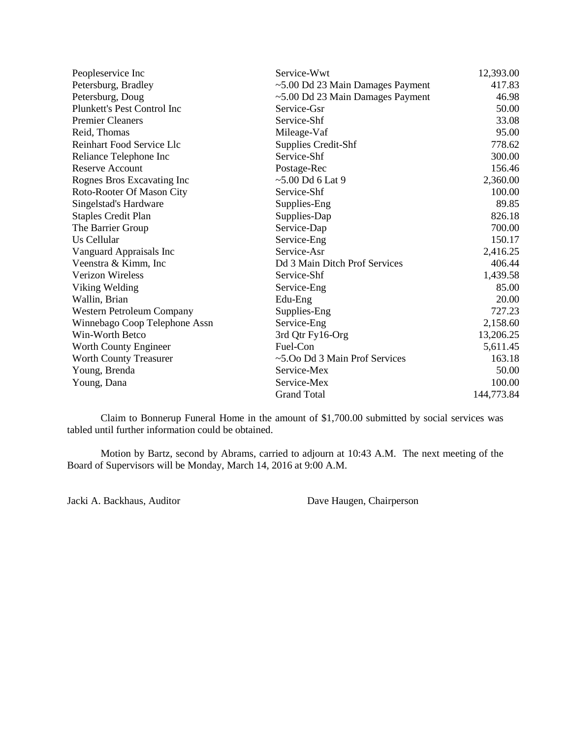| | | |
|---|---|---|
| Peopleservice Inc | Service-Wwt | 12,393.00 |
| Petersburg, Bradley | ~5.00 Dd 23 Main Damages Payment | 417.83 |
| Petersburg, Doug | ~5.00 Dd 23 Main Damages Payment | 46.98 |
| Plunkett's Pest Control Inc | Service-Gsr | 50.00 |
| Premier Cleaners | Service-Shf | 33.08 |
| Reid, Thomas | Mileage-Vaf | 95.00 |
| Reinhart Food Service Llc | Supplies Credit-Shf | 778.62 |
| Reliance Telephone Inc | Service-Shf | 300.00 |
| Reserve Account | Postage-Rec | 156.46 |
| Rognes Bros Excavating Inc | ~5.00 Dd 6 Lat 9 | 2,360.00 |
| Roto-Rooter Of Mason City | Service-Shf | 100.00 |
| Singelstad's Hardware | Supplies-Eng | 89.85 |
| Staples Credit Plan | Supplies-Dap | 826.18 |
| The Barrier Group | Service-Dap | 700.00 |
| Us Cellular | Service-Eng | 150.17 |
| Vanguard Appraisals Inc | Service-Asr | 2,416.25 |
| Veenstra & Kimm, Inc | Dd 3 Main Ditch Prof Services | 406.44 |
| Verizon Wireless | Service-Shf | 1,439.58 |
| Viking Welding | Service-Eng | 85.00 |
| Wallin, Brian | Edu-Eng | 20.00 |
| Western Petroleum Company | Supplies-Eng | 727.23 |
| Winnebago Coop Telephone Assn | Service-Eng | 2,158.60 |
| Win-Worth Betco | 3rd Qtr Fy16-Org | 13,206.25 |
| Worth County Engineer | Fuel-Con | 5,611.45 |
| Worth County Treasurer | ~5.Oo Dd 3 Main Prof Services | 163.18 |
| Young, Brenda | Service-Mex | 50.00 |
| Young, Dana | Service-Mex | 100.00 |
| | Grand Total | 144,773.84 |

Claim to Bonnerup Funeral Home in the amount of $1,700.00 submitted by social services was tabled until further information could be obtained.

Motion by Bartz, second by Abrams, carried to adjourn at 10:43 A.M. The next meeting of the Board of Supervisors will be Monday, March 14, 2016 at 9:00 A.M.

Jacki A. Backhaus, Auditor

Dave Haugen, Chairperson